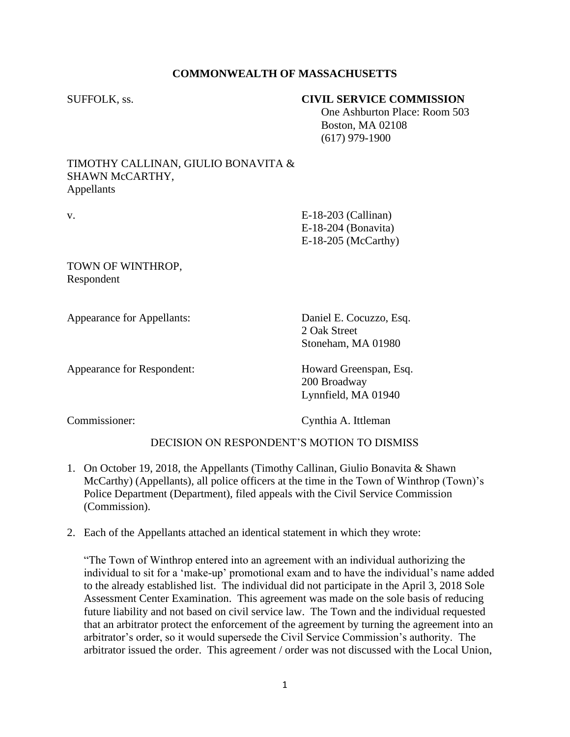**COMMONWEALTH OF MASSACHUSETTS**

SUFFOLK, ss.

**CIVIL SERVICE COMMISSION**
One Ashburton Place: Room 503
Boston, MA 02108
(617) 979-1900

TIMOTHY CALLINAN, GIULIO BONAVITA &
SHAWN McCARTHY,
Appellants

v.

E-18-203 (Callinan)
E-18-204 (Bonavita)
E-18-205 (McCarthy)

TOWN OF WINTHROP,
Respondent

Appearance for Appellants: Daniel E. Cocuzzo, Esq.
2 Oak Street
Stoneham, MA 01980

Appearance for Respondent: Howard Greenspan, Esq.
200 Broadway
Lynnfield, MA 01940

Commissioner: Cynthia A. Ittleman

DECISION ON RESPONDENT'S MOTION TO DISMISS

1. On October 19, 2018, the Appellants (Timothy Callinan, Giulio Bonavita & Shawn McCarthy) (Appellants), all police officers at the time in the Town of Winthrop (Town)'s Police Department (Department), filed appeals with the Civil Service Commission (Commission).

2. Each of the Appellants attached an identical statement in which they wrote:

   "The Town of Winthrop entered into an agreement with an individual authorizing the individual to sit for a 'make-up' promotional exam and to have the individual's name added to the already established list. The individual did not participate in the April 3, 2018 Sole Assessment Center Examination. This agreement was made on the sole basis of reducing future liability and not based on civil service law. The Town and the individual requested that an arbitrator protect the enforcement of the agreement by turning the agreement into an arbitrator's order, so it would supersede the Civil Service Commission's authority. The arbitrator issued the order. This agreement / order was not discussed with the Local Union,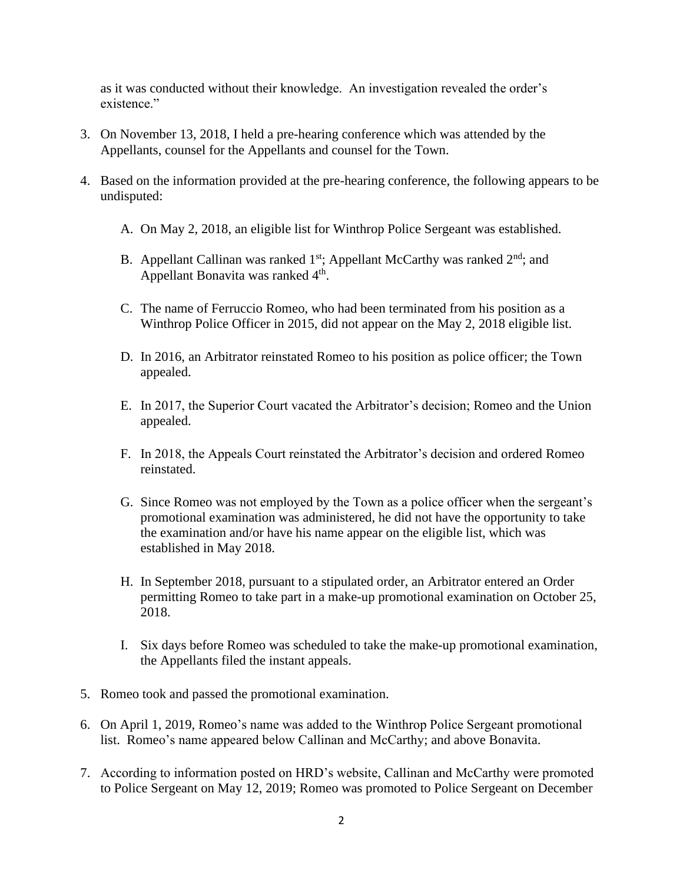as it was conducted without their knowledge. An investigation revealed the order's existence."

3. On November 13, 2018, I held a pre-hearing conference which was attended by the Appellants, counsel for the Appellants and counsel for the Town.

4. Based on the information provided at the pre-hearing conference, the following appears to be undisputed:

   A. On May 2, 2018, an eligible list for Winthrop Police Sergeant was established.

   B. Appellant Callinan was ranked 1st; Appellant McCarthy was ranked 2nd; and Appellant Bonavita was ranked 4th.

   C. The name of Ferruccio Romeo, who had been terminated from his position as a Winthrop Police Officer in 2015, did not appear on the May 2, 2018 eligible list.

   D. In 2016, an Arbitrator reinstated Romeo to his position as police officer; the Town appealed.

   E. In 2017, the Superior Court vacated the Arbitrator's decision; Romeo and the Union appealed.

   F. In 2018, the Appeals Court reinstated the Arbitrator's decision and ordered Romeo reinstated.

   G. Since Romeo was not employed by the Town as a police officer when the sergeant's promotional examination was administered, he did not have the opportunity to take the examination and/or have his name appear on the eligible list, which was established in May 2018.

   H. In September 2018, pursuant to a stipulated order, an Arbitrator entered an Order permitting Romeo to take part in a make-up promotional examination on October 25, 2018.

   I. Six days before Romeo was scheduled to take the make-up promotional examination, the Appellants filed the instant appeals.

5. Romeo took and passed the promotional examination.

6. On April 1, 2019, Romeo's name was added to the Winthrop Police Sergeant promotional list. Romeo's name appeared below Callinan and McCarthy; and above Bonavita.

7. According to information posted on HRD's website, Callinan and McCarthy were promoted to Police Sergeant on May 12, 2019; Romeo was promoted to Police Sergeant on December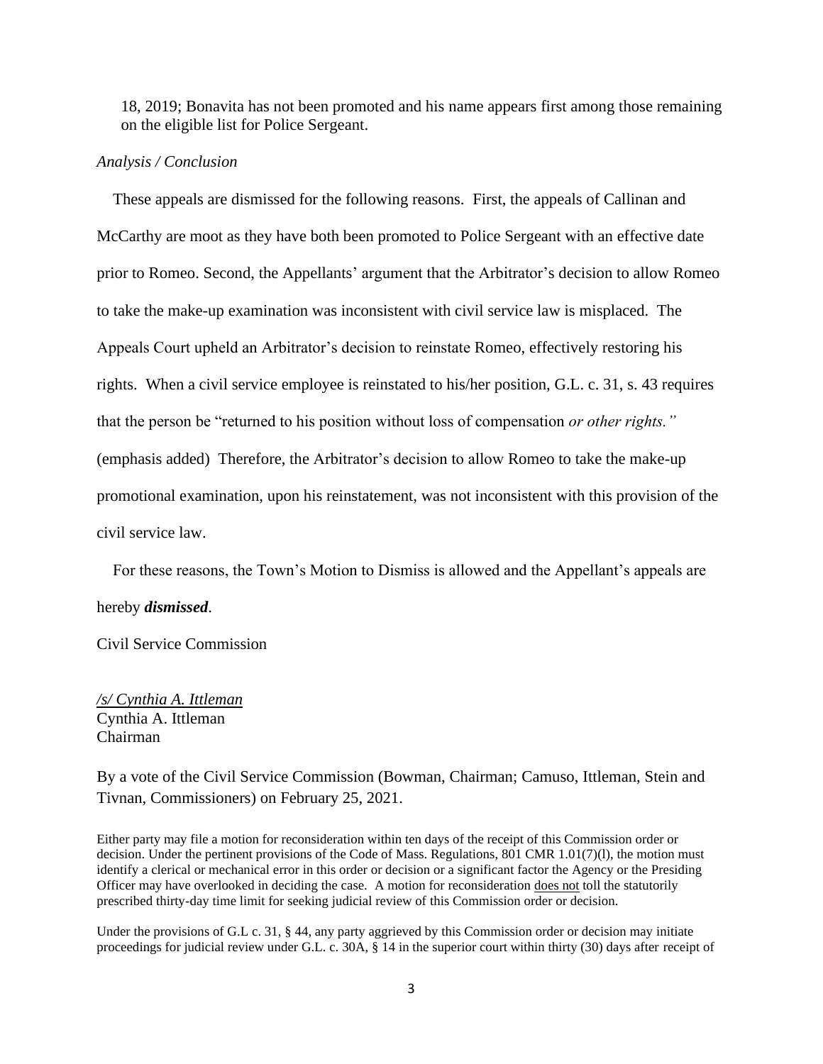18, 2019; Bonavita has not been promoted and his name appears first among those remaining on the eligible list for Police Sergeant.

*Analysis / Conclusion*

These appeals are dismissed for the following reasons. First, the appeals of Callinan and McCarthy are moot as they have both been promoted to Police Sergeant with an effective date prior to Romeo. Second, the Appellants' argument that the Arbitrator's decision to allow Romeo to take the make-up examination was inconsistent with civil service law is misplaced. The Appeals Court upheld an Arbitrator's decision to reinstate Romeo, effectively restoring his rights. When a civil service employee is reinstated to his/her position, G.L. c. 31, s. 43 requires that the person be "returned to his position without loss of compensation *or other rights.*" (emphasis added) Therefore, the Arbitrator's decision to allow Romeo to take the make-up promotional examination, upon his reinstatement, was not inconsistent with this provision of the civil service law.

For these reasons, the Town's Motion to Dismiss is allowed and the Appellant's appeals are hereby ***dismissed***.

Civil Service Commission

*/s/ Cynthia A. Ittleman*
Cynthia A. Ittleman
Chairman

By a vote of the Civil Service Commission (Bowman, Chairman; Camuso, Ittleman, Stein and Tivnan, Commissioners) on February 25, 2021.

Either party may file a motion for reconsideration within ten days of the receipt of this Commission order or decision. Under the pertinent provisions of the Code of Mass. Regulations, 801 CMR 1.01(7)(l), the motion must identify a clerical or mechanical error in this order or decision or a significant factor the Agency or the Presiding Officer may have overlooked in deciding the case. A motion for reconsideration does not toll the statutorily prescribed thirty-day time limit for seeking judicial review of this Commission order or decision.

Under the provisions of G.L c. 31, § 44, any party aggrieved by this Commission order or decision may initiate proceedings for judicial review under G.L. c. 30A, § 14 in the superior court within thirty (30) days after receipt of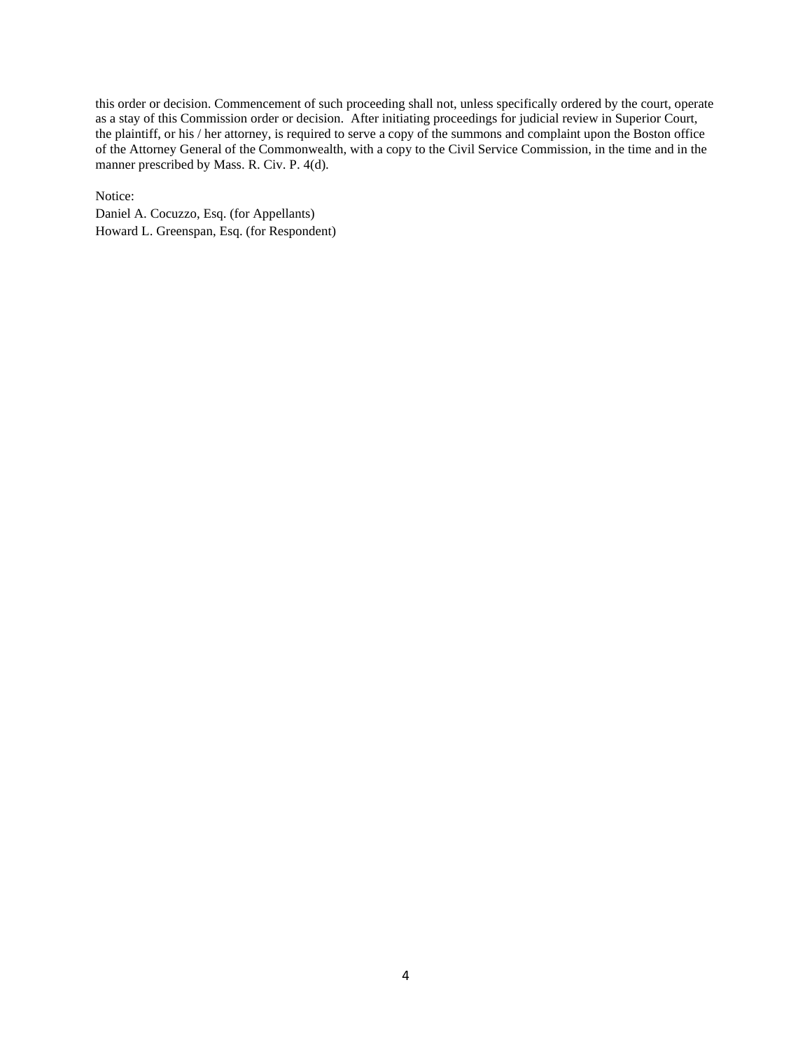this order or decision. Commencement of such proceeding shall not, unless specifically ordered by the court, operate as a stay of this Commission order or decision. After initiating proceedings for judicial review in Superior Court, the plaintiff, or his / her attorney, is required to serve a copy of the summons and complaint upon the Boston office of the Attorney General of the Commonwealth, with a copy to the Civil Service Commission, in the time and in the manner prescribed by Mass. R. Civ. P. 4(d).

Notice:
Daniel A. Cocuzzo, Esq. (for Appellants)
Howard L. Greenspan, Esq. (for Respondent)